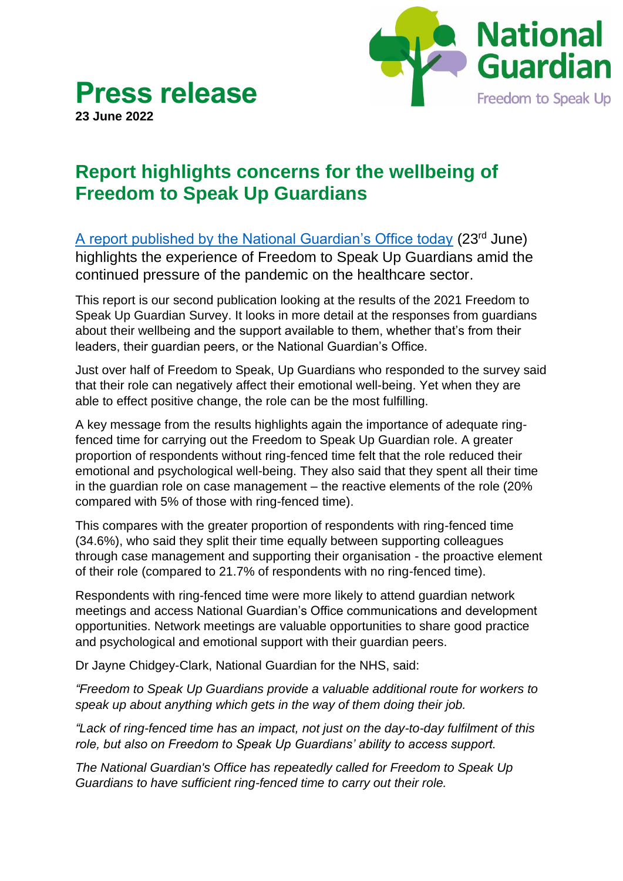# Press release

**23 June 2022**

## Report highlights concerns for the wellbeing of Freedom to Speak Up Guardians

A report published by the National Guardian's Office today (23rd June) highlights the experience of Freedom to Speak Up Guardians amid the continued pressure of the pandemic on the healthcare sector.

This report is our second publication looking at the results of the 2021 Freedom to Speak Up Guardian Survey. It looks in more detail at the responses from guardians about their wellbeing and the support available to them, whether that's from their leaders, their guardian peers, or the National Guardian's Office.

Just over half of Freedom to Speak, Up Guardians who responded to the survey said that their role can negatively affect their emotional well-being. Yet when they are able to effect positive change, the role can be the most fulfilling.

A key message from the results highlights again the importance of adequate ring-fenced time for carrying out the Freedom to Speak Up Guardian role. A greater proportion of respondents without ring-fenced time felt that the role reduced their emotional and psychological well-being. They also said that they spent all their time in the guardian role on case management – the reactive elements of the role (20% compared with 5% of those with ring-fenced time).

This compares with the greater proportion of respondents with ring-fenced time (34.6%), who said they split their time equally between supporting colleagues through case management and supporting their organisation - the proactive element of their role (compared to 21.7% of respondents with no ring-fenced time).

Respondents with ring-fenced time were more likely to attend guardian network meetings and access National Guardian's Office communications and development opportunities. Network meetings are valuable opportunities to share good practice and psychological and emotional support with their guardian peers.

Dr Jayne Chidgey-Clark, National Guardian for the NHS, said:

*"Freedom to Speak Up Guardians provide a valuable additional route for workers to speak up about anything which gets in the way of them doing their job.*

*"Lack of ring-fenced time has an impact, not just on the day-to-day fulfilment of this role, but also on Freedom to Speak Up Guardians' ability to access support.*

*The National Guardian's Office has repeatedly called for Freedom to Speak Up Guardians to have sufficient ring-fenced time to carry out their role.*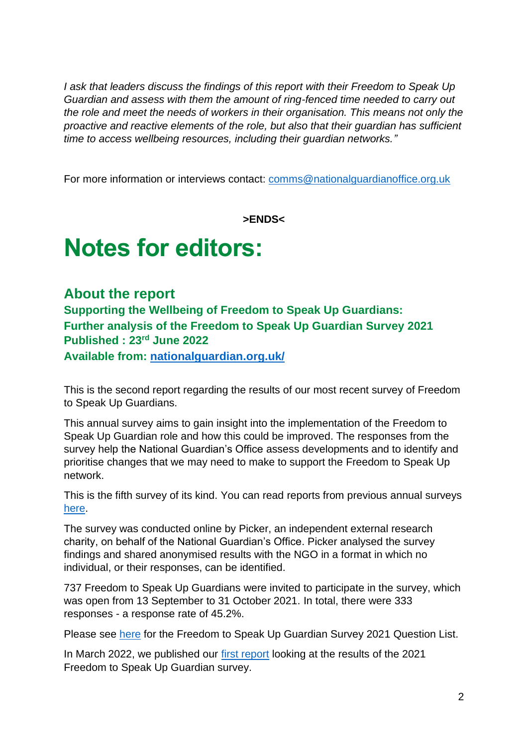*I ask that leaders discuss the findings of this report with their Freedom to Speak Up Guardian and assess with them the amount of ring-fenced time needed to carry out the role and meet the needs of workers in their organisation. This means not only the proactive and reactive elements of the role, but also that their guardian has sufficient time to access wellbeing resources, including their guardian networks."*

For more information or interviews contact: [comms@nationalguardianoffice.org.uk](mailto:comms@nationalguardianoffice.org.uk)

**>ENDS<**

# Notes for editors:

## About the report

**Supporting the Wellbeing of Freedom to Speak Up Guardians: Further analysis of the Freedom to Speak Up Guardian Survey 2021**
**Published : 23rd June 2022**
**Available from: [nationalguardian.org.uk/](nationalguardian.org.uk/)**

This is the second report regarding the results of our most recent survey of Freedom to Speak Up Guardians.

This annual survey aims to gain insight into the implementation of the Freedom to Speak Up Guardian role and how this could be improved. The responses from the survey help the National Guardian's Office assess developments and to identify and prioritise changes that we may need to make to support the Freedom to Speak Up network.

This is the fifth survey of its kind. You can read reports from previous annual surveys here.

The survey was conducted online by Picker, an independent external research charity, on behalf of the National Guardian's Office. Picker analysed the survey findings and shared anonymised results with the NGO in a format in which no individual, or their responses, can be identified.

737 Freedom to Speak Up Guardians were invited to participate in the survey, which was open from 13 September to 31 October 2021. In total, there were 333 responses - a response rate of 45.2%.

Please see here for the Freedom to Speak Up Guardian Survey 2021 Question List.

In March 2022, we published our first report looking at the results of the 2021 Freedom to Speak Up Guardian survey.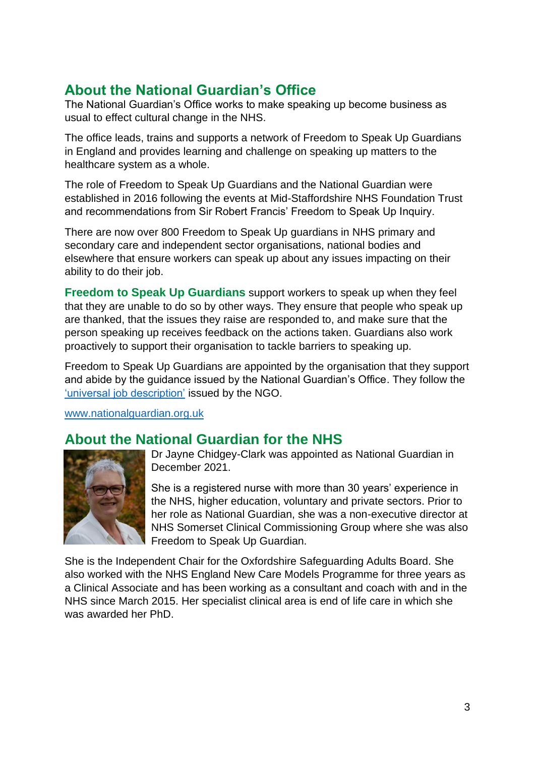## About the National Guardian's Office

The National Guardian's Office works to make speaking up become business as usual to effect cultural change in the NHS.

The office leads, trains and supports a network of Freedom to Speak Up Guardians in England and provides learning and challenge on speaking up matters to the healthcare system as a whole.

The role of Freedom to Speak Up Guardians and the National Guardian were established in 2016 following the events at Mid-Staffordshire NHS Foundation Trust and recommendations from Sir Robert Francis' Freedom to Speak Up Inquiry.

There are now over 800 Freedom to Speak Up guardians in NHS primary and secondary care and independent sector organisations, national bodies and elsewhere that ensure workers can speak up about any issues impacting on their ability to do their job.

**Freedom to Speak Up Guardians** support workers to speak up when they feel that they are unable to do so by other ways. They ensure that people who speak up are thanked, that the issues they raise are responded to, and make sure that the person speaking up receives feedback on the actions taken. Guardians also work proactively to support their organisation to tackle barriers to speaking up.

Freedom to Speak Up Guardians are appointed by the organisation that they support and abide by the guidance issued by the National Guardian's Office. They follow the 'universal job description' issued by the NGO.

www.nationalguardian.org.uk

## About the National Guardian for the NHS

Dr Jayne Chidgey-Clark was appointed as National Guardian in December 2021.

She is a registered nurse with more than 30 years' experience in the NHS, higher education, voluntary and private sectors. Prior to her role as National Guardian, she was a non-executive director at NHS Somerset Clinical Commissioning Group where she was also Freedom to Speak Up Guardian.

She is the Independent Chair for the Oxfordshire Safeguarding Adults Board. She also worked with the NHS England New Care Models Programme for three years as a Clinical Associate and has been working as a consultant and coach with and in the NHS since March 2015. Her specialist clinical area is end of life care in which she was awarded her PhD.